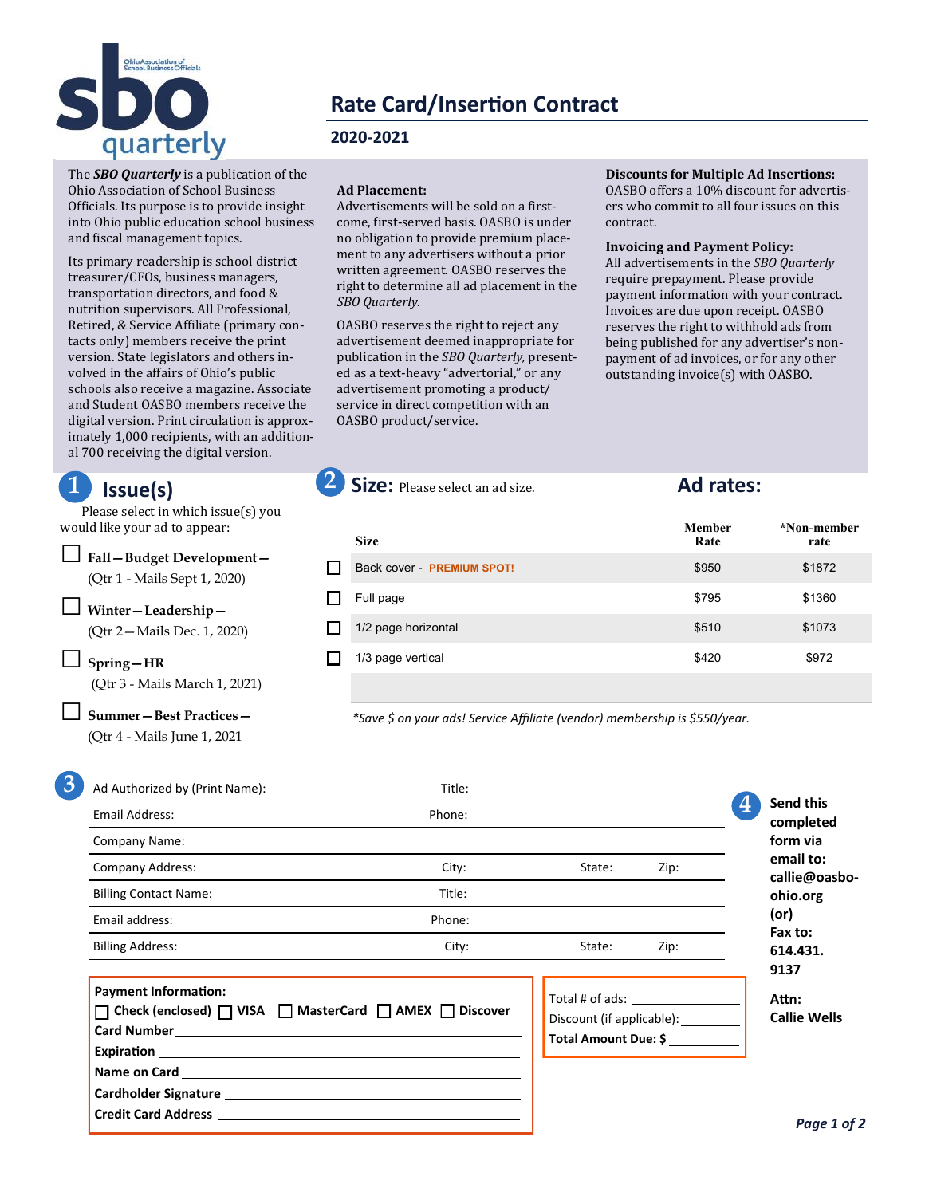# sbo quarterly

Ohio Association of School Business Officials

## Rate Card/Insertion Contract

### 2020-2021

The ***SBO Quarterly*** is a publication of the Ohio Association of School Business Officials. Its purpose is to provide insight into Ohio public education school business and fiscal management topics.

Its primary readership is school district treasurer/CFOs, business managers, transportation directors, and food & nutrition supervisors. All Professional, Retired, & Service Affiliate (primary contacts only) members receive the print version. State legislators and others involved in the affairs of Ohio's public schools also receive a magazine. Associate and Student OASBO members receive the digital version. Print circulation is approximately 1,000 recipients, with an additional 700 receiving the digital version.

**Ad Placement:**
Advertisements will be sold on a first-come, first-served basis. OASBO is under no obligation to provide premium placement to any advertisers without a prior written agreement. OASBO reserves the right to determine all ad placement in the *SBO Quarterly.*

OASBO reserves the right to reject any advertisement deemed inappropriate for publication in the *SBO Quarterly,* presented as a text-heavy "advertorial," or any advertisement promoting a product/service in direct competition with an OASBO product/service.

**Discounts for Multiple Ad Insertions:**
OASBO offers a 10% discount for advertisers who commit to all four issues on this contract.

**Invoicing and Payment Policy:**
All advertisements in the *SBO Quarterly* require prepayment. Please provide payment information with your contract. Invoices are due upon receipt. OASBO reserves the right to withhold ads from being published for any advertiser's non-payment of ad invoices, or for any other outstanding invoice(s) with OASBO.

## 1 Issue(s)

Please select in which issue(s) you would like your ad to appear:

- ☐ **Fall—Budget Development—** (Qtr 1 - Mails Sept 1, 2020)
- ☐ **Winter—Leadership—** (Qtr 2—Mails Dec. 1, 2020)
- ☐ **Spring—HR** (Qtr 3 - Mails March 1, 2021)
- ☐ **Summer—Best Practices—** (Qtr 4 - Mails June 1, 2021

## 2 Size: Please select an ad size.

## Ad rates:

| | Size | Member Rate | *Non-member rate |
|---|---|---|---|
| ☐ | Back cover - **PREMIUM SPOT!** | $950 | $1872 |
| ☐ | Full page | $795 | $1360 |
| ☐ | 1/2 page horizontal | $510 | $1073 |
| ☐ | 1/3 page vertical | $420 | $972 |

*\*Save $ on your ads! Service Affiliate (vendor) membership is $550/year.*

## 3

Ad Authorized by (Print Name): ____________ Title: ____________

Email Address: ____________ Phone: ____________

Company Name: ____________

Company Address: ____________ City: ____________ State: ____ Zip: ____

Billing Contact Name: ____________ Title: ____________

Email address: ____________ Phone: ____________

Billing Address: ____________ City: ____________ State: ____ Zip: ____

**Payment Information:**
☐ **Check (enclosed)** ☐ **VISA** ☐ **MasterCard** ☐ **AMEX** ☐ **Discover**

**Card Number** ____________

**Expiration** ____________

**Name on Card** ____________

**Cardholder Signature** ____________

**Credit Card Address** ____________

Total # of ads: ____________

Discount (if applicable): ____________

**Total Amount Due: $** ____________

## 4

**Send this completed form via email to: callie@oasbo-ohio.org (or) Fax to: 614.431.9137**

**Attn: Callie Wells**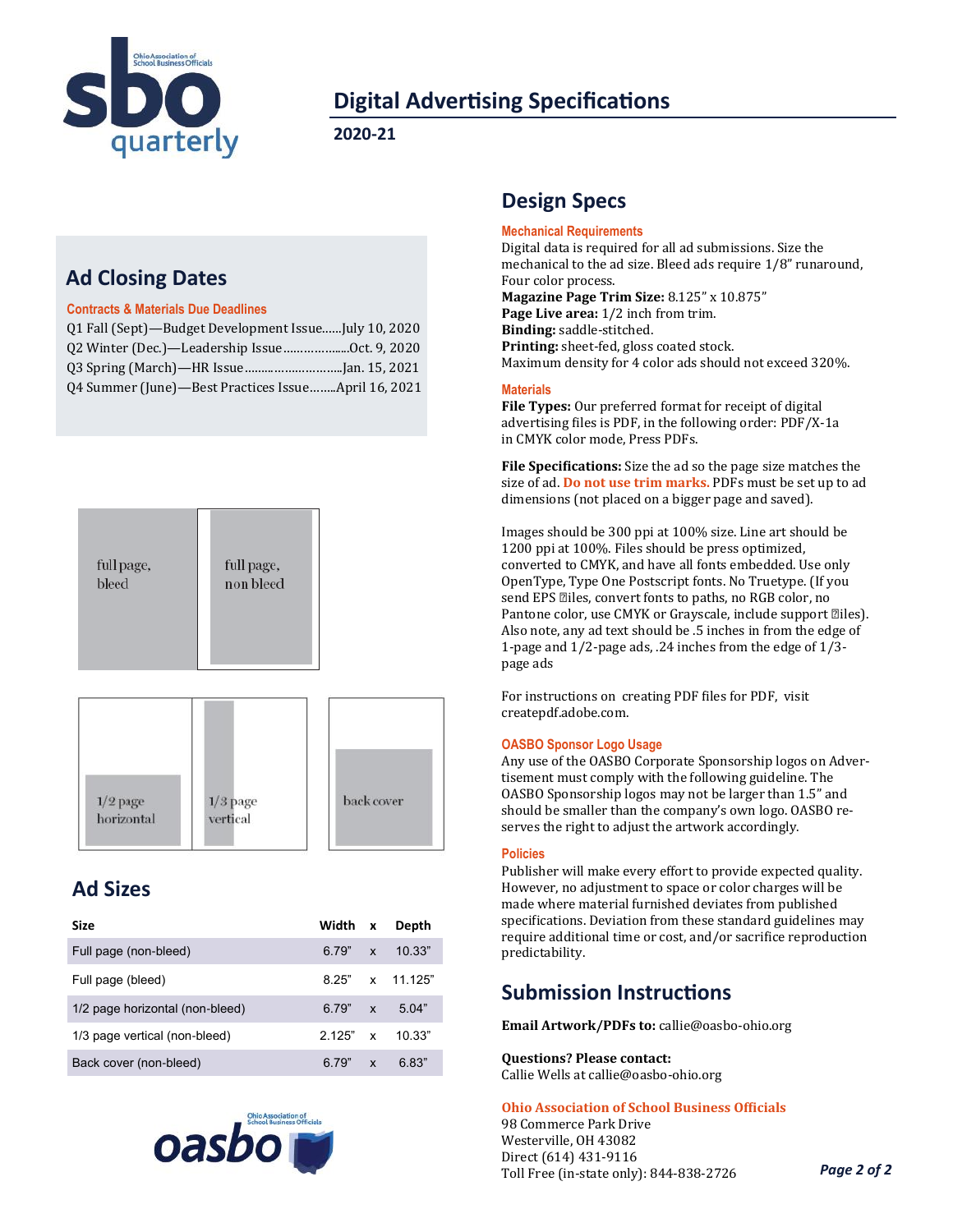# Digital Advertising Specifications

**2020-21**

## Ad Closing Dates

**Contracts & Materials Due Deadlines**

Q1 Fall (Sept)—Budget Development Issue......July 10, 2020
Q2 Winter (Dec.)—Leadership Issue....................Oct. 9, 2020
Q3 Spring (March)—HR Issue.............................Jan. 15, 2021
Q4 Summer (June)—Best Practices Issue........April 16, 2021

full page, bleed

full page, non bleed

1/2 page horizontal

1/3 page vertical

back cover

## Ad Sizes

| Size | Width | x | Depth |
|---|---|---|---|
| Full page (non-bleed) | 6.79" | x | 10.33" |
| Full page (bleed) | 8.25" | x | 11.125" |
| 1/2 page horizontal (non-bleed) | 6.79" | x | 5.04" |
| 1/3 page vertical (non-bleed) | 2.125" | x | 10.33" |
| Back cover (non-bleed) | 6.79" | x | 6.83" |

## Design Specs

### Mechanical Requirements

Digital data is required for all ad submissions. Size the mechanical to the ad size. Bleed ads require 1/8" runaround, Four color process.
**Magazine Page Trim Size:** 8.125" x 10.875"
**Page Live area:** 1/2 inch from trim.
**Binding:** saddle-stitched.
**Printing:** sheet-fed, gloss coated stock.
Maximum density for 4 color ads should not exceed 320%.

### Materials

**File Types:** Our preferred format for receipt of digital advertising files is PDF, in the following order: PDF/X-1a in CMYK color mode, Press PDFs.

**File Specifications:** Size the ad so the page size matches the size of ad. **Do not use trim marks.** PDFs must be set up to ad dimensions (not placed on a bigger page and saved).

Images should be 300 ppi at 100% size. Line art should be 1200 ppi at 100%. Files should be press optimized, converted to CMYK, and have all fonts embedded. Use only OpenType, Type One Postscript fonts. No Truetype. (If you send EPS files, convert fonts to paths, no RGB color, no Pantone color, use CMYK or Grayscale, include support files). Also note, any ad text should be .5 inches in from the edge of 1-page and 1/2-page ads, .24 inches from the edge of 1/3-page ads

For instructions on creating PDF files for PDF, visit createpdf.adobe.com.

### OASBO Sponsor Logo Usage

Any use of the OASBO Corporate Sponsorship logos on Advertisement must comply with the following guideline. The OASBO Sponsorship logos may not be larger than 1.5" and should be smaller than the company's own logo. OASBO reserves the right to adjust the artwork accordingly.

### Policies

Publisher will make every effort to provide expected quality. However, no adjustment to space or color charges will be made where material furnished deviates from published specifications. Deviation from these standard guidelines may require additional time or cost, and/or sacrifice reproduction predictability.

## Submission Instructions

**Email Artwork/PDFs to:** callie@oasbo-ohio.org

**Questions? Please contact:**
Callie Wells at callie@oasbo-ohio.org

**Ohio Association of School Business Officials**
98 Commerce Park Drive
Westerville, OH 43082
Direct (614) 431-9116
Toll Free (in-state only): 844-838-2726